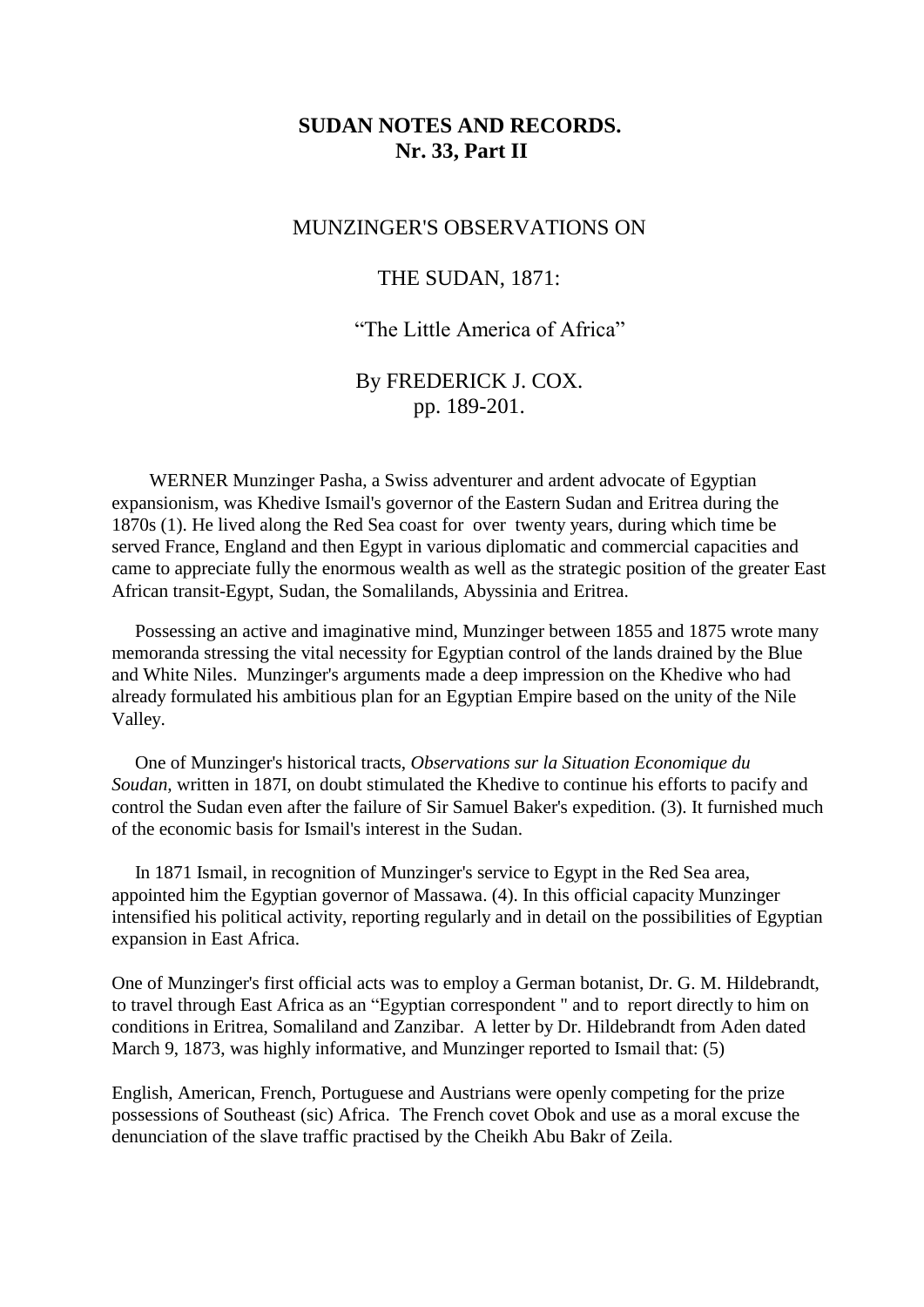# SUDAN NOTES AND RECORDS.
# Nr. 33, Part II

## MUNZINGER'S OBSERVATIONS ON

## THE SUDAN, 1871:

## "The Little America of Africa"

By FREDERICK J. COX.
pp. 189-201.

WERNER Munzinger Pasha, a Swiss adventurer and ardent advocate of Egyptian expansionism, was Khedive Ismail's governor of the Eastern Sudan and Eritrea during the 1870s (1). He lived along the Red Sea coast for over twenty years, during which time be served France, England and then Egypt in various diplomatic and commercial capacities and came to appreciate fully the enormous wealth as well as the strategic position of the greater East African transit-Egypt, Sudan, the Somalilands, Abyssinia and Eritrea.

Possessing an active and imaginative mind, Munzinger between 1855 and 1875 wrote many memoranda stressing the vital necessity for Egyptian control of the lands drained by the Blue and White Niles. Munzinger's arguments made a deep impression on the Khedive who had already formulated his ambitious plan for an Egyptian Empire based on the unity of the Nile Valley.

One of Munzinger's historical tracts, *Observations sur la Situation Economique du Soudan*, written in 187I, on doubt stimulated the Khedive to continue his efforts to pacify and control the Sudan even after the failure of Sir Samuel Baker's expedition. (3). It furnished much of the economic basis for Ismail's interest in the Sudan.

In 1871 Ismail, in recognition of Munzinger's service to Egypt in the Red Sea area, appointed him the Egyptian governor of Massawa. (4). In this official capacity Munzinger intensified his political activity, reporting regularly and in detail on the possibilities of Egyptian expansion in East Africa.

One of Munzinger's first official acts was to employ a German botanist, Dr. G. M. Hildebrandt, to travel through East Africa as an "Egyptian correspondent " and to report directly to him on conditions in Eritrea, Somaliland and Zanzibar. A letter by Dr. Hildebrandt from Aden dated March 9, 1873, was highly informative, and Munzinger reported to Ismail that: (5)

English, American, French, Portuguese and Austrians were openly competing for the prize possessions of Southeast (sic) Africa. The French covet Obok and use as a moral excuse the denunciation of the slave traffic practised by the Cheikh Abu Bakr of Zeila.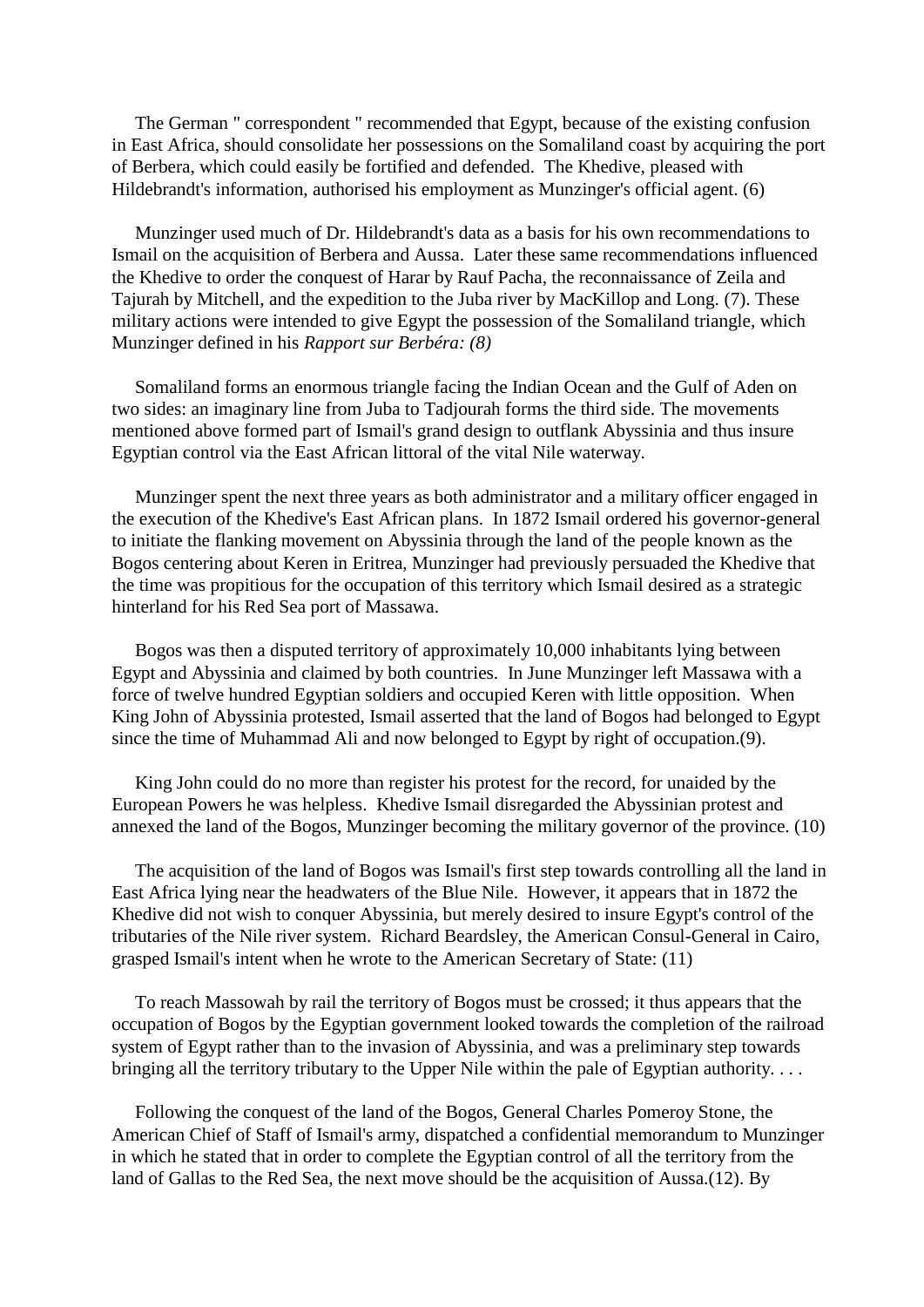The German " correspondent " recommended that Egypt, because of the existing confusion in East Africa, should consolidate her possessions on the Somaliland coast by acquiring the port of Berbera, which could easily be fortified and defended. The Khedive, pleased with Hildebrandt's information, authorised his employment as Munzinger's official agent. (6)

Munzinger used much of Dr. Hildebrandt's data as a basis for his own recommendations to Ismail on the acquisition of Berbera and Aussa. Later these same recommendations influenced the Khedive to order the conquest of Harar by Rauf Pacha, the reconnaissance of Zeila and Tajurah by Mitchell, and the expedition to the Juba river by MacKillop and Long. (7). These military actions were intended to give Egypt the possession of the Somaliland triangle, which Munzinger defined in his *Rapport sur Berbéra: (8)*

Somaliland forms an enormous triangle facing the Indian Ocean and the Gulf of Aden on two sides: an imaginary line from Juba to Tadjourah forms the third side. The movements mentioned above formed part of Ismail's grand design to outflank Abyssinia and thus insure Egyptian control via the East African littoral of the vital Nile waterway.

Munzinger spent the next three years as both administrator and a military officer engaged in the execution of the Khedive's East African plans. In 1872 Ismail ordered his governor-general to initiate the flanking movement on Abyssinia through the land of the people known as the Bogos centering about Keren in Eritrea, Munzinger had previously persuaded the Khedive that the time was propitious for the occupation of this territory which Ismail desired as a strategic hinterland for his Red Sea port of Massawa.

Bogos was then a disputed territory of approximately 10,000 inhabitants lying between Egypt and Abyssinia and claimed by both countries. In June Munzinger left Massawa with a force of twelve hundred Egyptian soldiers and occupied Keren with little opposition. When King John of Abyssinia protested, Ismail asserted that the land of Bogos had belonged to Egypt since the time of Muhammad Ali and now belonged to Egypt by right of occupation.(9).

King John could do no more than register his protest for the record, for unaided by the European Powers he was helpless. Khedive Ismail disregarded the Abyssinian protest and annexed the land of the Bogos, Munzinger becoming the military governor of the province. (10)

The acquisition of the land of Bogos was Ismail's first step towards controlling all the land in East Africa lying near the headwaters of the Blue Nile. However, it appears that in 1872 the Khedive did not wish to conquer Abyssinia, but merely desired to insure Egypt's control of the tributaries of the Nile river system. Richard Beardsley, the American Consul-General in Cairo, grasped Ismail's intent when he wrote to the American Secretary of State: (11)

To reach Massowah by rail the territory of Bogos must be crossed; it thus appears that the occupation of Bogos by the Egyptian government looked towards the completion of the railroad system of Egypt rather than to the invasion of Abyssinia, and was a preliminary step towards bringing all the territory tributary to the Upper Nile within the pale of Egyptian authority. . . .

Following the conquest of the land of the Bogos, General Charles Pomeroy Stone, the American Chief of Staff of Ismail's army, dispatched a confidential memorandum to Munzinger in which he stated that in order to complete the Egyptian control of all the territory from the land of Gallas to the Red Sea, the next move should be the acquisition of Aussa.(12). By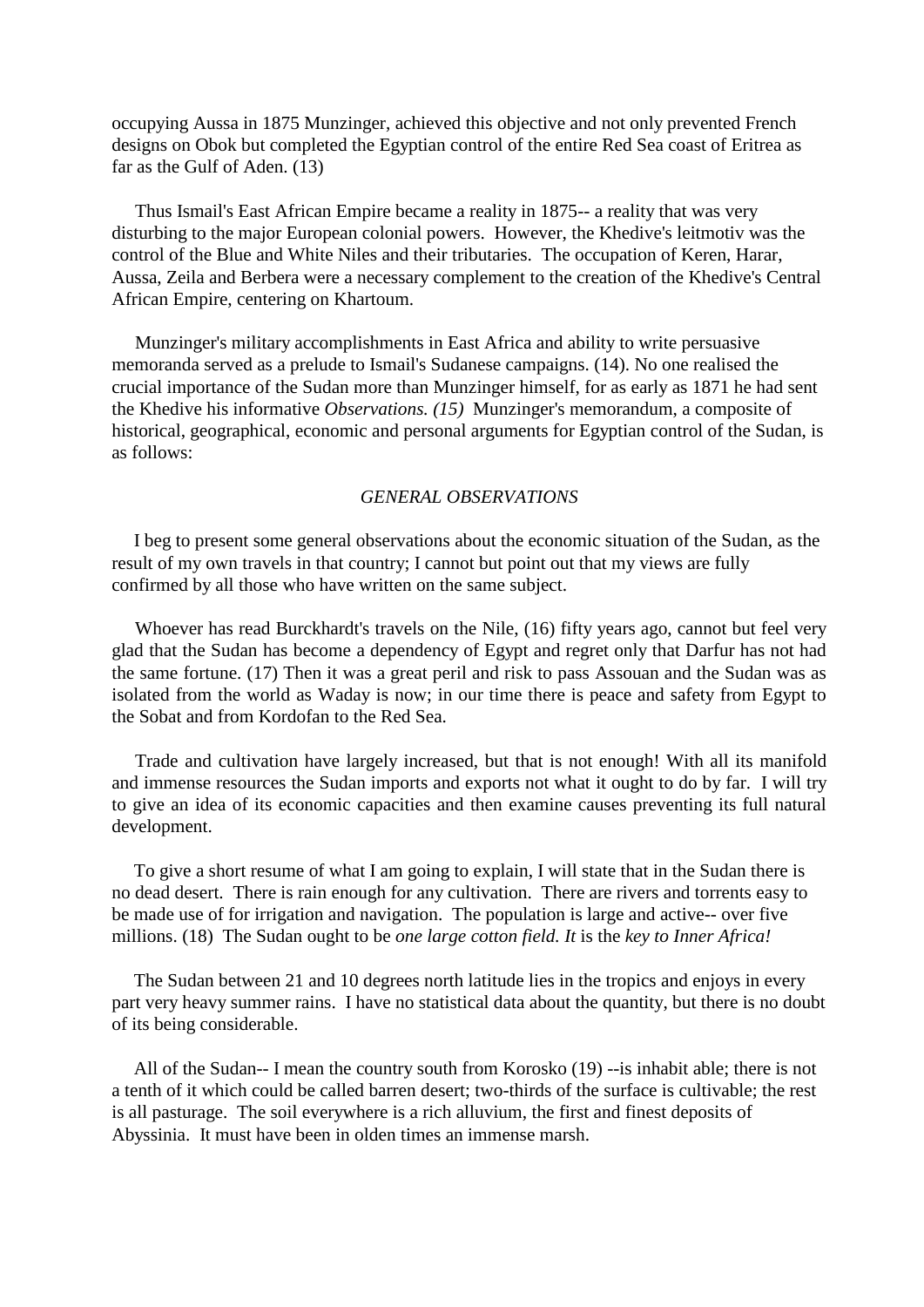occupying Aussa in 1875 Munzinger, achieved this objective and not only prevented French designs on Obok but completed the Egyptian control of the entire Red Sea coast of Eritrea as far as the Gulf of Aden. (13)

Thus Ismail's East African Empire became a reality in 1875-- a reality that was very disturbing to the major European colonial powers. However, the Khedive's leitmotiv was the control of the Blue and White Niles and their tributaries. The occupation of Keren, Harar, Aussa, Zeila and Berbera were a necessary complement to the creation of the Khedive's Central African Empire, centering on Khartoum.

Munzinger's military accomplishments in East Africa and ability to write persuasive memoranda served as a prelude to Ismail's Sudanese campaigns. (14). No one realised the crucial importance of the Sudan more than Munzinger himself, for as early as 1871 he had sent the Khedive his informative *Observations. (15)* Munzinger's memorandum, a composite of historical, geographical, economic and personal arguments for Egyptian control of the Sudan, is as follows:

*GENERAL OBSERVATIONS*

I beg to present some general observations about the economic situation of the Sudan, as the result of my own travels in that country; I cannot but point out that my views are fully confirmed by all those who have written on the same subject.

Whoever has read Burckhardt's travels on the Nile, (16) fifty years ago, cannot but feel very glad that the Sudan has become a dependency of Egypt and regret only that Darfur has not had the same fortune. (17) Then it was a great peril and risk to pass Assouan and the Sudan was as isolated from the world as Waday is now; in our time there is peace and safety from Egypt to the Sobat and from Kordofan to the Red Sea.

Trade and cultivation have largely increased, but that is not enough! With all its manifold and immense resources the Sudan imports and exports not what it ought to do by far. I will try to give an idea of its economic capacities and then examine causes preventing its full natural development.

To give a short resume of what I am going to explain, I will state that in the Sudan there is no dead desert. There is rain enough for any cultivation. There are rivers and torrents easy to be made use of for irrigation and navigation. The population is large and active-- over five millions. (18) The Sudan ought to be *one large cotton field. It* is the *key to Inner Africa!*

The Sudan between 21 and 10 degrees north latitude lies in the tropics and enjoys in every part very heavy summer rains. I have no statistical data about the quantity, but there is no doubt of its being considerable.

All of the Sudan-- I mean the country south from Korosko (19) --is inhabit able; there is not a tenth of it which could be called barren desert; two-thirds of the surface is cultivable; the rest is all pasturage. The soil everywhere is a rich alluvium, the first and finest deposits of Abyssinia. It must have been in olden times an immense marsh.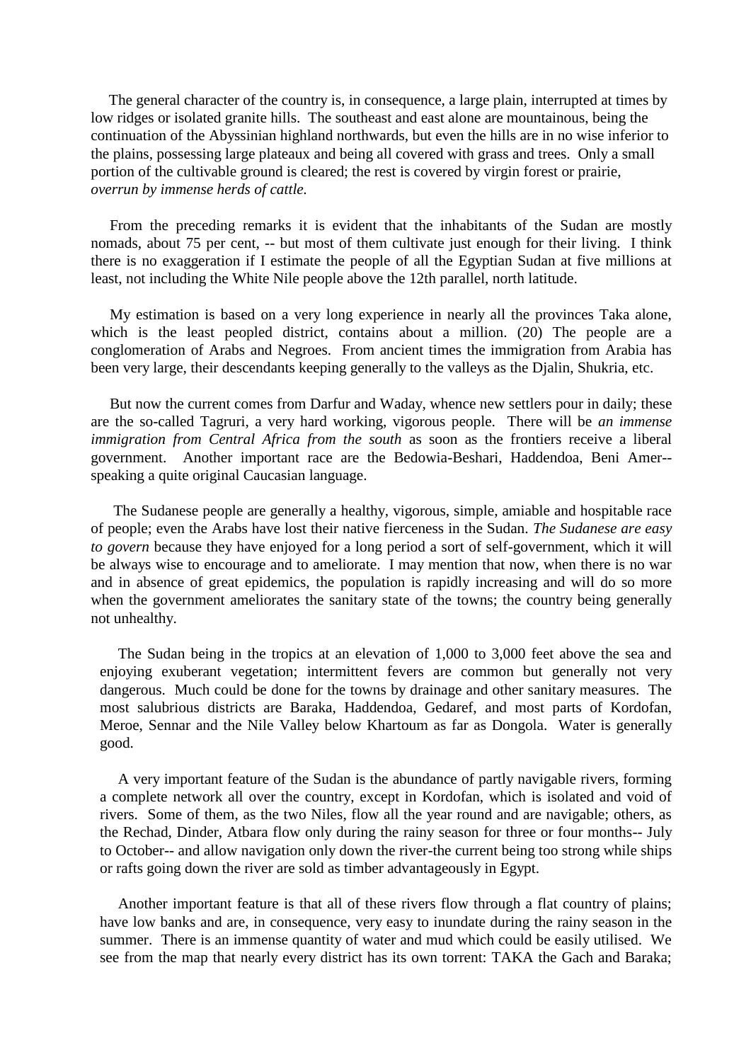The general character of the country is, in consequence, a large plain, interrupted at times by low ridges or isolated granite hills. The southeast and east alone are mountainous, being the continuation of the Abyssinian highland northwards, but even the hills are in no wise inferior to the plains, possessing large plateaux and being all covered with grass and trees. Only a small portion of the cultivable ground is cleared; the rest is covered by virgin forest or prairie, *overrun by immense herds of cattle.*

From the preceding remarks it is evident that the inhabitants of the Sudan are mostly nomads, about 75 per cent, -- but most of them cultivate just enough for their living. I think there is no exaggeration if I estimate the people of all the Egyptian Sudan at five millions at least, not including the White Nile people above the 12th parallel, north latitude.

My estimation is based on a very long experience in nearly all the provinces Taka alone, which is the least peopled district, contains about a million. (20) The people are a conglomeration of Arabs and Negroes. From ancient times the immigration from Arabia has been very large, their descendants keeping generally to the valleys as the Djalin, Shukria, etc.

But now the current comes from Darfur and Waday, whence new settlers pour in daily; these are the so-called Tagruri, a very hard working, vigorous people. There will be *an immense immigration from Central Africa from the south* as soon as the frontiers receive a liberal government. Another important race are the Bedowia-Beshari, Haddendoa, Beni Amer-- speaking a quite original Caucasian language.

The Sudanese people are generally a healthy, vigorous, simple, amiable and hospitable race of people; even the Arabs have lost their native fierceness in the Sudan. *The Sudanese are easy to govern* because they have enjoyed for a long period a sort of self-government, which it will be always wise to encourage and to ameliorate. I may mention that now, when there is no war and in absence of great epidemics, the population is rapidly increasing and will do so more when the government ameliorates the sanitary state of the towns; the country being generally not unhealthy.

The Sudan being in the tropics at an elevation of 1,000 to 3,000 feet above the sea and enjoying exuberant vegetation; intermittent fevers are common but generally not very dangerous. Much could be done for the towns by drainage and other sanitary measures. The most salubrious districts are Baraka, Haddendoa, Gedaref, and most parts of Kordofan, Meroe, Sennar and the Nile Valley below Khartoum as far as Dongola. Water is generally good.

A very important feature of the Sudan is the abundance of partly navigable rivers, forming a complete network all over the country, except in Kordofan, which is isolated and void of rivers. Some of them, as the two Niles, flow all the year round and are navigable; others, as the Rechad, Dinder, Atbara flow only during the rainy season for three or four months-- July to October-- and allow navigation only down the river-the current being too strong while ships or rafts going down the river are sold as timber advantageously in Egypt.

Another important feature is that all of these rivers flow through a flat country of plains; have low banks and are, in consequence, very easy to inundate during the rainy season in the summer. There is an immense quantity of water and mud which could be easily utilised. We see from the map that nearly every district has its own torrent: TAKA the Gach and Baraka;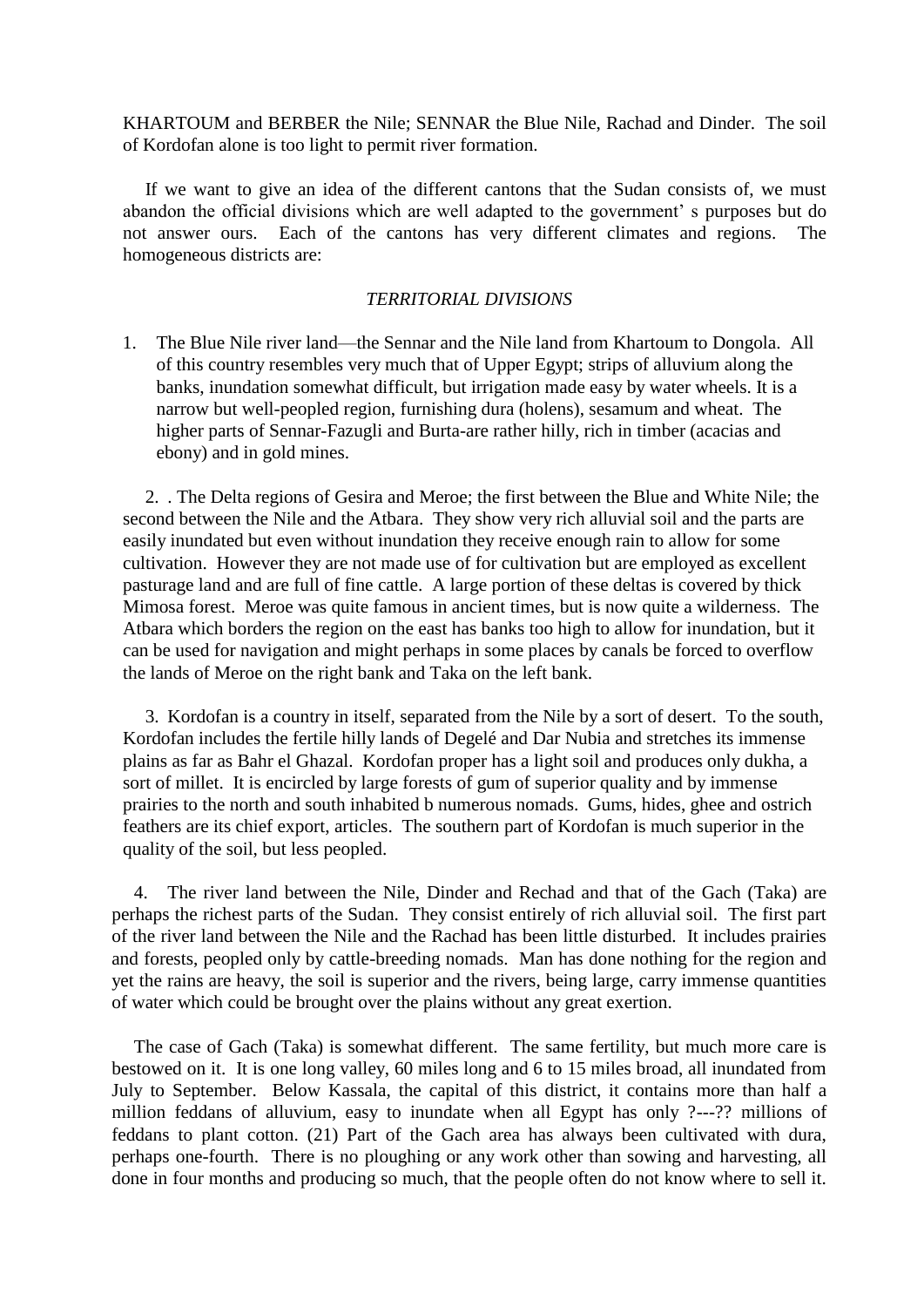KHARTOUM and BERBER the Nile; SENNAR the Blue Nile, Rachad and Dinder. The soil of Kordofan alone is too light to permit river formation.

If we want to give an idea of the different cantons that the Sudan consists of, we must abandon the official divisions which are well adapted to the government' s purposes but do not answer ours. Each of the cantons has very different climates and regions. The homogeneous districts are:

*TERRITORIAL DIVISIONS*

1. The Blue Nile river land—the Sennar and the Nile land from Khartoum to Dongola. All of this country resembles very much that of Upper Egypt; strips of alluvium along the banks, inundation somewhat difficult, but irrigation made easy by water wheels. It is a narrow but well-peopled region, furnishing dura (holens), sesamum and wheat. The higher parts of Sennar-Fazugli and Burta-are rather hilly, rich in timber (acacias and ebony) and in gold mines.

2. . The Delta regions of Gesira and Meroe; the first between the Blue and White Nile; the second between the Nile and the Atbara. They show very rich alluvial soil and the parts are easily inundated but even without inundation they receive enough rain to allow for some cultivation. However they are not made use of for cultivation but are employed as excellent pasturage land and are full of fine cattle. A large portion of these deltas is covered by thick Mimosa forest. Meroe was quite famous in ancient times, but is now quite a wilderness. The Atbara which borders the region on the east has banks too high to allow for inundation, but it can be used for navigation and might perhaps in some places by canals be forced to overflow the lands of Meroe on the right bank and Taka on the left bank.

3. Kordofan is a country in itself, separated from the Nile by a sort of desert. To the south, Kordofan includes the fertile hilly lands of Degelé and Dar Nubia and stretches its immense plains as far as Bahr el Ghazal. Kordofan proper has a light soil and produces only dukha, a sort of millet. It is encircled by large forests of gum of superior quality and by immense prairies to the north and south inhabited b numerous nomads. Gums, hides, ghee and ostrich feathers are its chief export, articles. The southern part of Kordofan is much superior in the quality of the soil, but less peopled.

4. The river land between the Nile, Dinder and Rechad and that of the Gach (Taka) are perhaps the richest parts of the Sudan. They consist entirely of rich alluvial soil. The first part of the river land between the Nile and the Rachad has been little disturbed. It includes prairies and forests, peopled only by cattle-breeding nomads. Man has done nothing for the region and yet the rains are heavy, the soil is superior and the rivers, being large, carry immense quantities of water which could be brought over the plains without any great exertion.

The case of Gach (Taka) is somewhat different. The same fertility, but much more care is bestowed on it. It is one long valley, 60 miles long and 6 to 15 miles broad, all inundated from July to September. Below Kassala, the capital of this district, it contains more than half a million feddans of alluvium, easy to inundate when all Egypt has only ?---?? millions of feddans to plant cotton. (21) Part of the Gach area has always been cultivated with dura, perhaps one-fourth. There is no ploughing or any work other than sowing and harvesting, all done in four months and producing so much, that the people often do not know where to sell it.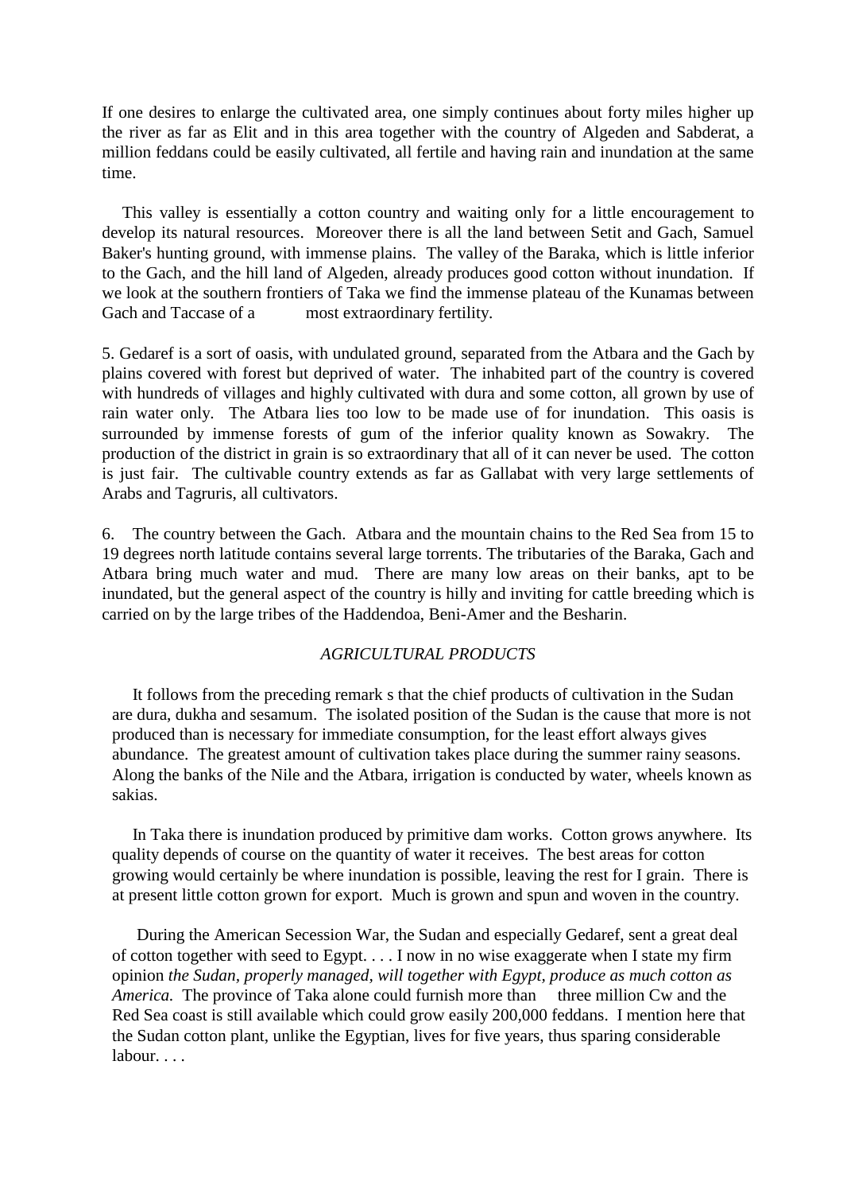If one desires to enlarge the cultivated area, one simply continues about forty miles higher up the river as far as Elit and in this area together with the country of Algeden and Sabderat, a million feddans could be easily cultivated, all fertile and having rain and inundation at the same time.

This valley is essentially a cotton country and waiting only for a little encouragement to develop its natural resources. Moreover there is all the land between Setit and Gach, Samuel Baker's hunting ground, with immense plains. The valley of the Baraka, which is little inferior to the Gach, and the hill land of Algeden, already produces good cotton without inundation. If we look at the southern frontiers of Taka we find the immense plateau of the Kunamas between Gach and Taccase of a most extraordinary fertility.

5. Gedaref is a sort of oasis, with undulated ground, separated from the Atbara and the Gach by plains covered with forest but deprived of water. The inhabited part of the country is covered with hundreds of villages and highly cultivated with dura and some cotton, all grown by use of rain water only. The Atbara lies too low to be made use of for inundation. This oasis is surrounded by immense forests of gum of the inferior quality known as Sowakry. The production of the district in grain is so extraordinary that all of it can never be used. The cotton is just fair. The cultivable country extends as far as Gallabat with very large settlements of Arabs and Tagruris, all cultivators.

6. The country between the Gach. Atbara and the mountain chains to the Red Sea from 15 to 19 degrees north latitude contains several large torrents. The tributaries of the Baraka, Gach and Atbara bring much water and mud. There are many low areas on their banks, apt to be inundated, but the general aspect of the country is hilly and inviting for cattle breeding which is carried on by the large tribes of the Haddendoa, Beni-Amer and the Besharin.

*AGRICULTURAL PRODUCTS*

It follows from the preceding remark s that the chief products of cultivation in the Sudan are dura, dukha and sesamum. The isolated position of the Sudan is the cause that more is not produced than is necessary for immediate consumption, for the least effort always gives abundance. The greatest amount of cultivation takes place during the summer rainy seasons. Along the banks of the Nile and the Atbara, irrigation is conducted by water, wheels known as sakias.

In Taka there is inundation produced by primitive dam works. Cotton grows anywhere. Its quality depends of course on the quantity of water it receives. The best areas for cotton growing would certainly be where inundation is possible, leaving the rest for I grain. There is at present little cotton grown for export. Much is grown and spun and woven in the country.

During the American Secession War, the Sudan and especially Gedaref, sent a great deal of cotton together with seed to Egypt. . . . I now in no wise exaggerate when I state my firm opinion *the Sudan, properly managed, will together with Egypt, produce as much cotton as America.* The province of Taka alone could furnish more than three million Cw and the Red Sea coast is still available which could grow easily 200,000 feddans. I mention here that the Sudan cotton plant, unlike the Egyptian, lives for five years, thus sparing considerable labour. . . .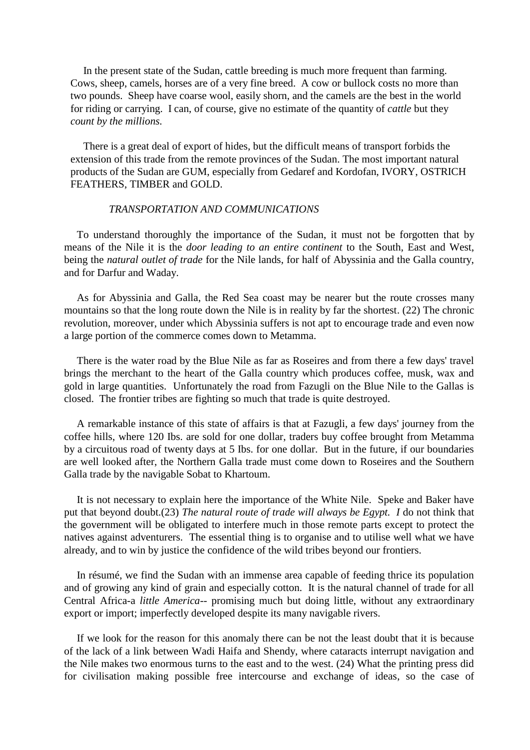In the present state of the Sudan, cattle breeding is much more frequent than farming. Cows, sheep, camels, horses are of a very fine breed. A cow or bullock costs no more than two pounds. Sheep have coarse wool, easily shorn, and the camels are the best in the world for riding or carrying. I can, of course, give no estimate of the quantity of *cattle* but they *count by the millions.*

There is a great deal of export of hides, but the difficult means of transport forbids the extension of this trade from the remote provinces of the Sudan. The most important natural products of the Sudan are GUM, especially from Gedaref and Kordofan, IVORY, OSTRICH FEATHERS, TIMBER and GOLD.

### *TRANSPORTATION AND COMMUNICATIONS*

To understand thoroughly the importance of the Sudan, it must not be forgotten that by means of the Nile it is the *door leading to an entire continent* to the South, East and West, being the *natural outlet of trade* for the Nile lands, for half of Abyssinia and the Galla country, and for Darfur and Waday.

As for Abyssinia and Galla, the Red Sea coast may be nearer but the route crosses many mountains so that the long route down the Nile is in reality by far the shortest. (22) The chronic revolution, moreover, under which Abyssinia suffers is not apt to encourage trade and even now a large portion of the commerce comes down to Metamma.

There is the water road by the Blue Nile as far as Roseires and from there a few days' travel brings the merchant to the heart of the Galla country which produces coffee, musk, wax and gold in large quantities. Unfortunately the road from Fazugli on the Blue Nile to the Gallas is closed. The frontier tribes are fighting so much that trade is quite destroyed.

A remarkable instance of this state of affairs is that at Fazugli, a few days' journey from the coffee hills, where 120 Ibs. are sold for one dollar, traders buy coffee brought from Metamma by a circuitous road of twenty days at 5 Ibs. for one dollar. But in the future, if our boundaries are well looked after, the Northern Galla trade must come down to Roseires and the Southern Galla trade by the navigable Sobat to Khartoum.

It is not necessary to explain here the importance of the White Nile. Speke and Baker have put that beyond doubt.(23) *The natural route of trade will always be Egypt. I* do not think that the government will be obligated to interfere much in those remote parts except to protect the natives against adventurers. The essential thing is to organise and to utilise well what we have already, and to win by justice the confidence of the wild tribes beyond our frontiers.

In résumé, we find the Sudan with an immense area capable of feeding thrice its population and of growing any kind of grain and especially cotton. It is the natural channel of trade for all Central Africa-a *little America*-- promising much but doing little, without any extraordinary export or import; imperfectly developed despite its many navigable rivers.

If we look for the reason for this anomaly there can be not the least doubt that it is because of the lack of a link between Wadi Haifa and Shendy, where cataracts interrupt navigation and the Nile makes two enormous turns to the east and to the west. (24) What the printing press did for civilisation making possible free intercourse and exchange of ideas, so the case of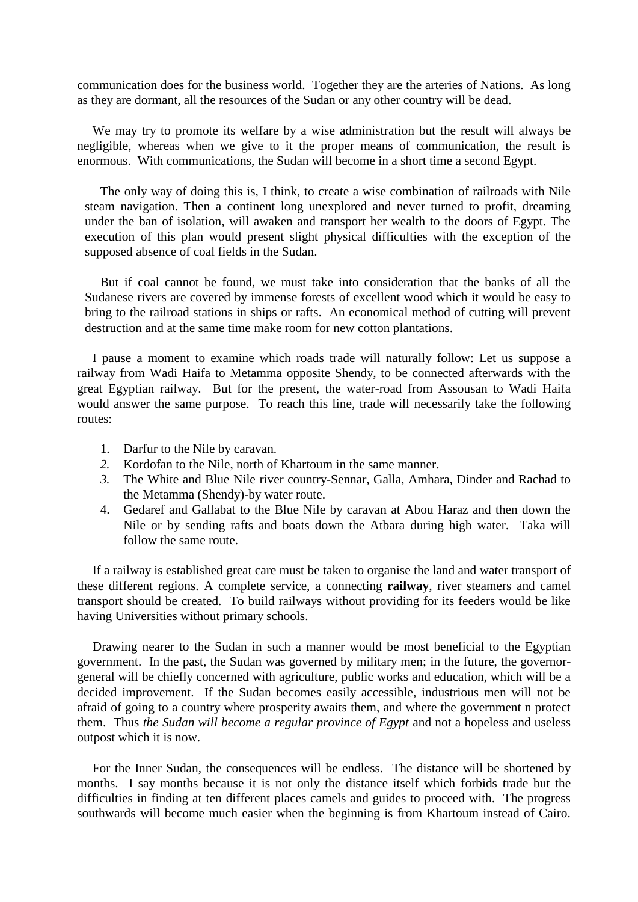communication does for the business world. Together they are the arteries of Nations. As long as they are dormant, all the resources of the Sudan or any other country will be dead.

We may try to promote its welfare by a wise administration but the result will always be negligible, whereas when we give to it the proper means of communication, the result is enormous. With communications, the Sudan will become in a short time a second Egypt.

The only way of doing this is, I think, to create a wise combination of railroads with Nile steam navigation. Then a continent long unexplored and never turned to profit, dreaming under the ban of isolation, will awaken and transport her wealth to the doors of Egypt. The execution of this plan would present slight physical difficulties with the exception of the supposed absence of coal fields in the Sudan.

But if coal cannot be found, we must take into consideration that the banks of all the Sudanese rivers are covered by immense forests of excellent wood which it would be easy to bring to the railroad stations in ships or rafts. An economical method of cutting will prevent destruction and at the same time make room for new cotton plantations.

I pause a moment to examine which roads trade will naturally follow: Let us suppose a railway from Wadi Haifa to Metamma opposite Shendy, to be connected afterwards with the great Egyptian railway. But for the present, the water-road from Assousan to Wadi Haifa would answer the same purpose. To reach this line, trade will necessarily take the following routes:

1. Darfur to the Nile by caravan.
2. Kordofan to the Nile, north of Khartoum in the same manner.
3. The White and Blue Nile river country-Sennar, Galla, Amhara, Dinder and Rachad to the Metamma (Shendy)-by water route.
4. Gedaref and Gallabat to the Blue Nile by caravan at Abou Haraz and then down the Nile or by sending rafts and boats down the Atbara during high water. Taka will follow the same route.

If a railway is established great care must be taken to organise the land and water transport of these different regions. A complete service, a connecting **railway**, river steamers and camel transport should be created. To build railways without providing for its feeders would be like having Universities without primary schools.

Drawing nearer to the Sudan in such a manner would be most beneficial to the Egyptian government. In the past, the Sudan was governed by military men; in the future, the governor-general will be chiefly concerned with agriculture, public works and education, which will be a decided improvement. If the Sudan becomes easily accessible, industrious men will not be afraid of going to a country where prosperity awaits them, and where the government n protect them. Thus *the Sudan will become a regular province of Egypt* and not a hopeless and useless outpost which it is now.

For the Inner Sudan, the consequences will be endless. The distance will be shortened by months. I say months because it is not only the distance itself which forbids trade but the difficulties in finding at ten different places camels and guides to proceed with. The progress southwards will become much easier when the beginning is from Khartoum instead of Cairo.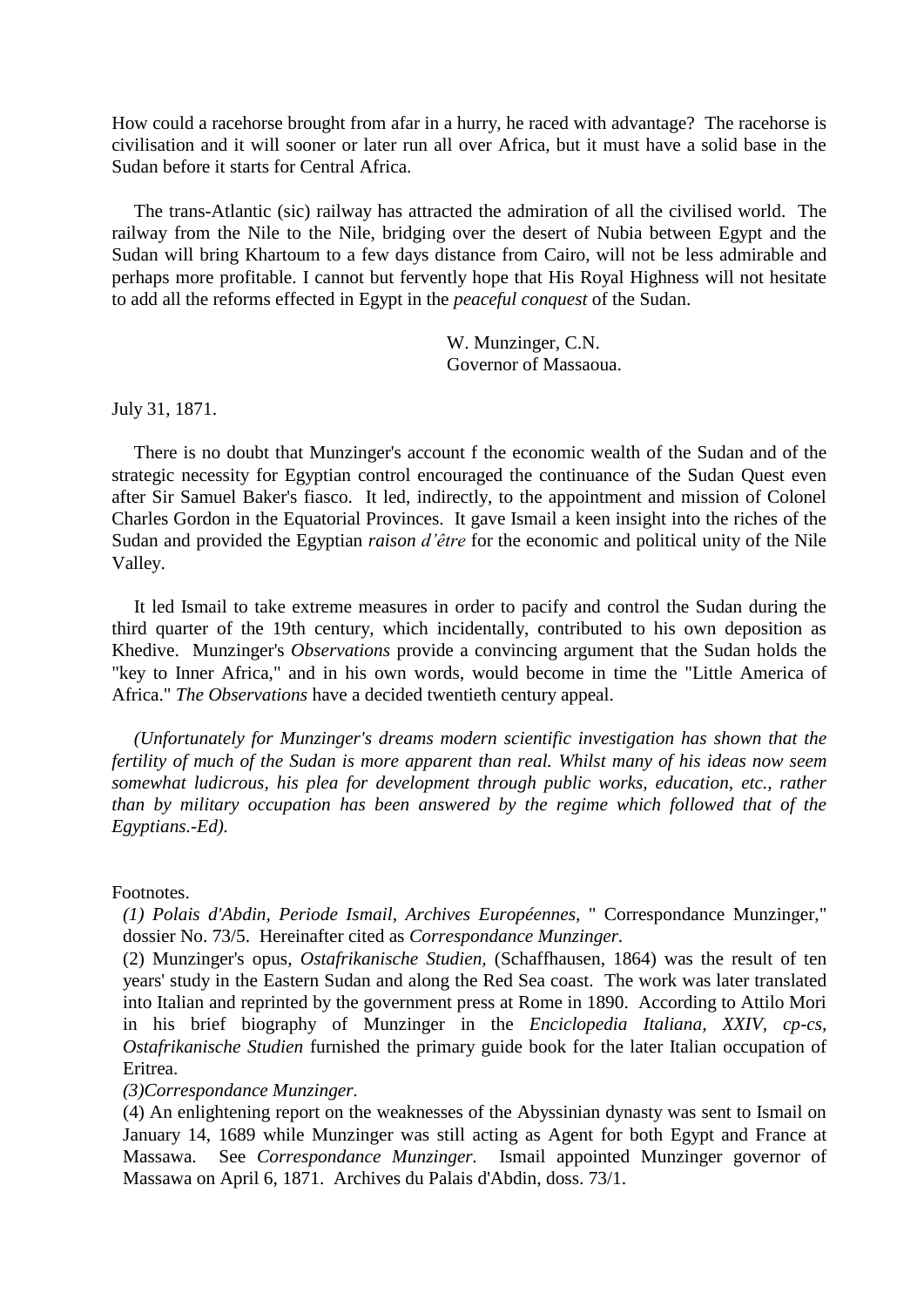How could a racehorse brought from afar in a hurry, he raced with advantage? The racehorse is civilisation and it will sooner or later run all over Africa, but it must have a solid base in the Sudan before it starts for Central Africa.

The trans-Atlantic (sic) railway has attracted the admiration of all the civilised world. The railway from the Nile to the Nile, bridging over the desert of Nubia between Egypt and the Sudan will bring Khartoum to a few days distance from Cairo, will not be less admirable and perhaps more profitable. I cannot but fervently hope that His Royal Highness will not hesitate to add all the reforms effected in Egypt in the *peaceful conquest* of the Sudan.

W. Munzinger, C.N.
Governor of Massaoua.

July 31, 1871.

There is no doubt that Munzinger's account f the economic wealth of the Sudan and of the strategic necessity for Egyptian control encouraged the continuance of the Sudan Quest even after Sir Samuel Baker's fiasco. It led, indirectly, to the appointment and mission of Colonel Charles Gordon in the Equatorial Provinces. It gave Ismail a keen insight into the riches of the Sudan and provided the Egyptian *raison d'être* for the economic and political unity of the Nile Valley.

It led Ismail to take extreme measures in order to pacify and control the Sudan during the third quarter of the 19th century, which incidentally, contributed to his own deposition as Khedive. Munzinger's *Observations* provide a convincing argument that the Sudan holds the "key to Inner Africa," and in his own words, would become in time the "Little America of Africa." *The Observations* have a decided twentieth century appeal.

*(Unfortunately for Munzinger's dreams modern scientific investigation has shown that the fertility of much of the Sudan is more apparent than real. Whilst many of his ideas now seem somewhat ludicrous, his plea for development through public works, education, etc., rather than by military occupation has been answered by the regime which followed that of the Egyptians.-Ed).*

Footnotes.

*(1) Polais d'Abdin, Periode Ismail, Archives Européennes,* " Correspondance Munzinger," dossier No. 73/5. Hereinafter cited as *Correspondance Munzinger.*

(2) Munzinger's opus, *Ostafrikanische Studien,* (Schaffhausen, 1864) was the result of ten years' study in the Eastern Sudan and along the Red Sea coast. The work was later translated into Italian and reprinted by the government press at Rome in 1890. According to Attilo Mori in his brief biography of Munzinger in the *Enciclopedia Italiana, XXIV, cp-cs, Ostafrikanische Studien* furnished the primary guide book for the later Italian occupation of Eritrea.

*(3)Correspondance Munzinger.*

(4) An enlightening report on the weaknesses of the Abyssinian dynasty was sent to Ismail on January 14, 1689 while Munzinger was still acting as Agent for both Egypt and France at Massawa. See *Correspondance Munzinger.* Ismail appointed Munzinger governor of Massawa on April 6, 1871. Archives du Palais d'Abdin, doss. 73/1.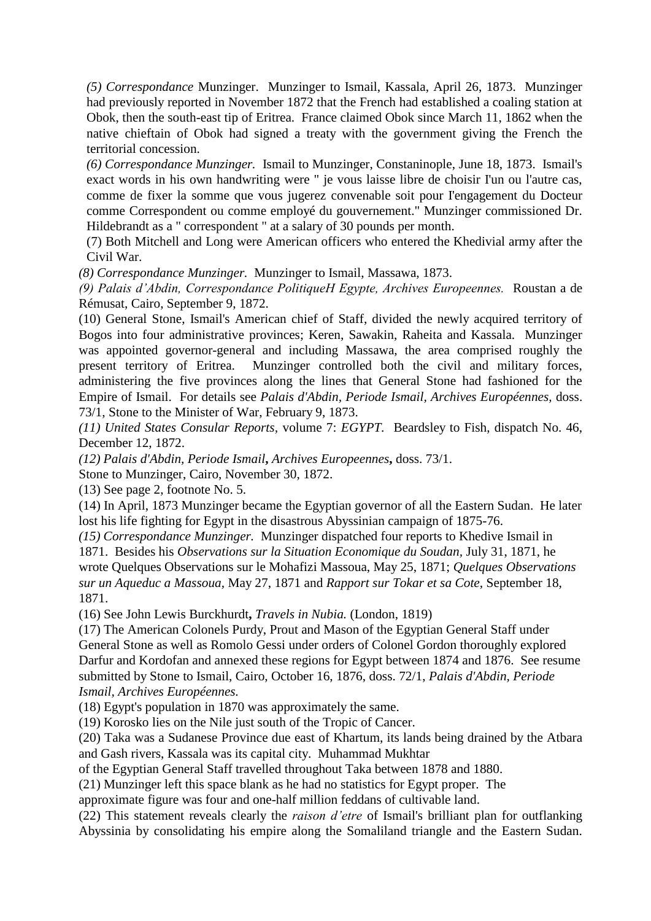*(5) Correspondance* Munzinger. Munzinger to Ismail, Kassala, April 26, 1873. Munzinger had previously reported in November 1872 that the French had established a coaling station at Obok, then the south-east tip of Eritrea. France claimed Obok since March 11, 1862 when the native chieftain of Obok had signed a treaty with the government giving the French the territorial concession.

*(6) Correspondance Munzinger.* Ismail to Munzinger, Constaninople, June 18, 1873. Ismail's exact words in his own handwriting were " je vous laisse libre de choisir I'un ou l'autre cas, comme de fixer la somme que vous jugerez convenable soit pour I'engagement du Docteur comme Correspondent ou comme employé du gouvernement." Munzinger commissioned Dr. Hildebrandt as a " correspondent " at a salary of 30 pounds per month.

(7) Both Mitchell and Long were American officers who entered the Khedivial army after the Civil War.

*(8) Correspondance Munzinger.* Munzinger to Ismail, Massawa, 1873.

*(9) Palais d'Abdin, Correspondance PolitiqueH Egypte, Archives Europeennes.* Roustan a de Rémusat, Cairo, September 9, 1872.

(10) General Stone, Ismail's American chief of Staff, divided the newly acquired territory of Bogos into four administrative provinces; Keren, Sawakin, Raheita and Kassala. Munzinger was appointed governor-general and including Massawa, the area comprised roughly the present territory of Eritrea. Munzinger controlled both the civil and military forces, administering the five provinces along the lines that General Stone had fashioned for the Empire of Ismail. For details see *Palais d'Abdin, Periode Ismail, Archives Européennes,* doss. 73/1, Stone to the Minister of War, February 9, 1873.

*(11) United States Consular Reports,* volume 7: *EGYPT.* Beardsley to Fish, dispatch No. 46, December 12, 1872.

*(12) Palais d'Abdin, Periode Ismail***,** *Archives Europeennes***,** doss. 73/1.

Stone to Munzinger, Cairo, November 30, 1872.

(13) See page 2, footnote No. 5.

(14) In April, 1873 Munzinger became the Egyptian governor of all the Eastern Sudan. He later lost his life fighting for Egypt in the disastrous Abyssinian campaign of 1875-76.

*(15) Correspondance Munzinger.* Munzinger dispatched four reports to Khedive Ismail in 1871. Besides his *Observations sur la Situation Economique du Soudan,* July 31, 1871, he wrote Quelques Observations sur le Mohafizi Massoua, May 25, 1871; *Quelques Observations sur un Aqueduc a Massoua,* May 27, 1871 and *Rapport sur Tokar et sa Cote,* September 18, 1871.

(16) See John Lewis Burckhurdt**,** *Travels in Nubia.* (London, 1819)

(17) The American Colonels Purdy, Prout and Mason of the Egyptian General Staff under General Stone as well as Romolo Gessi under orders of Colonel Gordon thoroughly explored Darfur and Kordofan and annexed these regions for Egypt between 1874 and 1876. See resume submitted by Stone to Ismail, Cairo, October 16, 1876, doss. 72/1, *Palais d'Abdin, Periode Ismail, Archives Européennes.*

(18) Egypt's population in 1870 was approximately the same.

(19) Korosko lies on the Nile just south of the Tropic of Cancer.

(20) Taka was a Sudanese Province due east of Khartum, its lands being drained by the Atbara and Gash rivers, Kassala was its capital city. Muhammad Mukhtar of the Egyptian General Staff travelled throughout Taka between 1878 and 1880.

(21) Munzinger left this space blank as he had no statistics for Egypt proper. The approximate figure was four and one-half million feddans of cultivable land.

(22) This statement reveals clearly the *raison d'etre* of Ismail's brilliant plan for outflanking Abyssinia by consolidating his empire along the Somaliland triangle and the Eastern Sudan.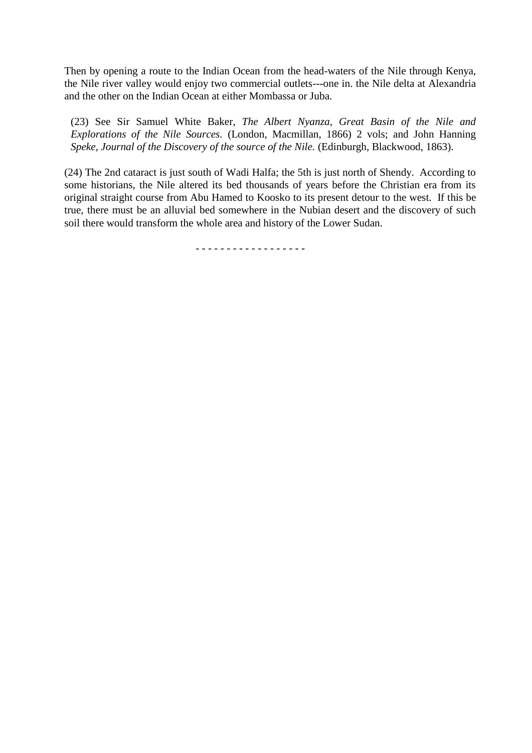Then by opening a route to the Indian Ocean from the head-waters of the Nile through Kenya, the Nile river valley would enjoy two commercial outlets---one in. the Nile delta at Alexandria and the other on the Indian Ocean at either Mombassa or Juba.

(23) See Sir Samuel White Baker, *The Albert Nyanza, Great Basin of the Nile and Explorations of the Nile Sources.* (London, Macmillan, 1866) 2 vols; and John Hanning *Speke, Journal of the Discovery of the source of the Nile.* (Edinburgh, Blackwood, 1863).

(24) The 2nd cataract is just south of Wadi Halfa; the 5th is just north of Shendy. According to some historians, the Nile altered its bed thousands of years before the Christian era from its original straight course from Abu Hamed to Koosko to its present detour to the west. If this be true, there must be an alluvial bed somewhere in the Nubian desert and the discovery of such soil there would transform the whole area and history of the Lower Sudan.

- - - - - - - - - - - - - - - - - -